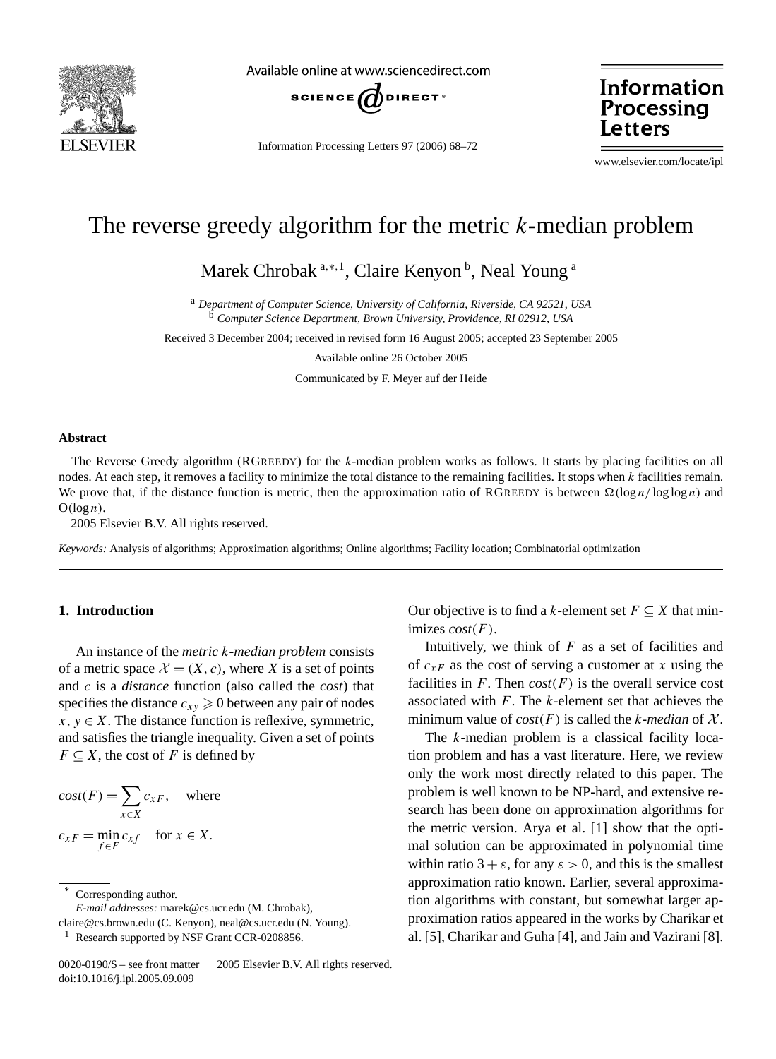// Information Processing Letters 97 (2006) 68–72 -- omitted as header metadata

# The reverse greedy algorithm for the metric $k$-median problem

Marek Chrobak [a,*,1], Claire Kenyon [b], Neal Young [a]

[a] *Department of Computer Science, University of California, Riverside, CA 92521, USA*
[b] *Computer Science Department, Brown University, Providence, RI 02912, USA*

Received 3 December 2004; received in revised form 16 August 2005; accepted 23 September 2005

Available online 26 October 2005

Communicated by F. Meyer auf der Heide

## Abstract

The Reverse Greedy algorithm (RGREEDY) for the $k$-median problem works as follows. It starts by placing facilities on all nodes. At each step, it removes a facility to minimize the total distance to the remaining facilities. It stops when $k$ facilities remain. We prove that, if the distance function is metric, then the approximation ratio of RGREEDY is between $\Omega(\log n/\log\log n)$ and $O(\log n)$.

2005 Elsevier B.V. All rights reserved.

*Keywords:* Analysis of algorithms; Approximation algorithms; Online algorithms; Facility location; Combinatorial optimization

## 1. Introduction

An instance of the *metric $k$-median problem* consists of a metric space $\mathcal{X} = (X, c)$, where $X$ is a set of points and $c$ is a *distance* function (also called the *cost*) that specifies the distance $c_{xy} \geqslant 0$ between any pair of nodes $x, y \in X$. The distance function is reflexive, symmetric, and satisfies the triangle inequality. Given a set of points $F \subseteq X$, the cost of $F$ is defined by

$$cost(F) = \sum_{x \in X} c_{xF}, \quad \text{where}$$

$$c_{xF} = \min_{f \in F} c_{xf} \quad \text{for } x \in X.$$

Our objective is to find a $k$-element set $F \subseteq X$ that minimizes $cost(F)$.

Intuitively, we think of $F$ as a set of facilities and of $c_{xF}$ as the cost of serving a customer at $x$ using the facilities in $F$. Then $cost(F)$ is the overall service cost associated with $F$. The $k$-element set that achieves the minimum value of $cost(F)$ is called the *$k$-median* of $\mathcal{X}$.

The $k$-median problem is a classical facility location problem and has a vast literature. Here, we review only the work most directly related to this paper. The problem is well known to be NP-hard, and extensive research has been done on approximation algorithms for the metric version. Arya et al. [1] show that the optimal solution can be approximated in polynomial time within ratio $3 + \varepsilon$, for any $\varepsilon > 0$, and this is the smallest approximation ratio known. Earlier, several approximation algorithms with constant, but somewhat larger approximation ratios appeared in the works by Charikar et al. [5], Charikar and Guha [4], and Jain and Vazirani [8].

---

\* Corresponding author.
*E-mail addresses:* marek@cs.ucr.edu (M. Chrobak), claire@cs.brown.edu (C. Kenyon), neal@cs.ucr.edu (N. Young).
[1] Research supported by NSF Grant CCR-0208856.

0020-0190/$ – see front matter 2005 Elsevier B.V. All rights reserved.
doi:10.1016/j.ipl.2005.09.009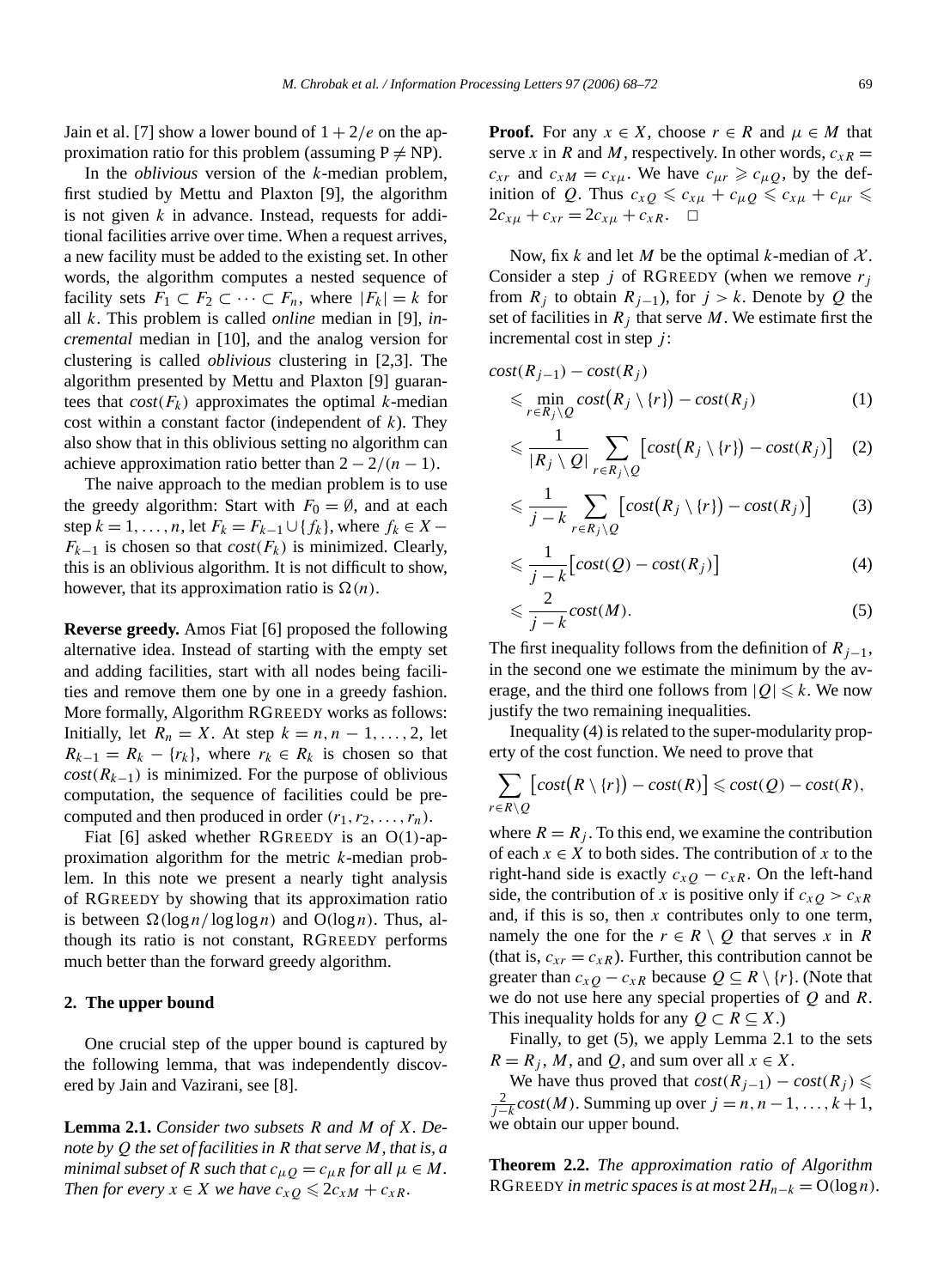Jain et al. [7] show a lower bound of $1 + 2/e$ on the approximation ratio for this problem (assuming $\mathrm{P} \neq \mathrm{NP}$).

In the *oblivious* version of the $k$-median problem, first studied by Mettu and Plaxton [9], the algorithm is not given $k$ in advance. Instead, requests for additional facilities arrive over time. When a request arrives, a new facility must be added to the existing set. In other words, the algorithm computes a nested sequence of facility sets $F_1 \subset F_2 \subset \cdots \subset F_n$, where $|F_k| = k$ for all $k$. This problem is called *online* median in [9], *incremental* median in [10], and the analog version for clustering is called *oblivious* clustering in [2,3]. The algorithm presented by Mettu and Plaxton [9] guarantees that $cost(F_k)$ approximates the optimal $k$-median cost within a constant factor (independent of $k$). They also show that in this oblivious setting no algorithm can achieve approximation ratio better than $2 - 2/(n-1)$.

The naive approach to the median problem is to use the greedy algorithm: Start with $F_0 = \emptyset$, and at each step $k = 1, \ldots, n$, let $F_k = F_{k-1} \cup \{f_k\}$, where $f_k \in X - F_{k-1}$ is chosen so that $cost(F_k)$ is minimized. Clearly, this is an oblivious algorithm. It is not difficult to show, however, that its approximation ratio is $\Omega(n)$.

**Reverse greedy.** Amos Fiat [6] proposed the following alternative idea. Instead of starting with the empty set and adding facilities, start with all nodes being facilities and remove them one by one in a greedy fashion. More formally, Algorithm RGREEDY works as follows: Initially, let $R_n = X$. At step $k = n, n-1, \ldots, 2$, let $R_{k-1} = R_k - \{r_k\}$, where $r_k \in R_k$ is chosen so that $cost(R_{k-1})$ is minimized. For the purpose of oblivious computation, the sequence of facilities could be precomputed and then produced in order $(r_1, r_2, \ldots, r_n)$.

Fiat [6] asked whether RGREEDY is an $O(1)$-approximation algorithm for the metric $k$-median problem. In this note we present a nearly tight analysis of RGREEDY by showing that its approximation ratio is between $\Omega(\log n / \log\log n)$ and $O(\log n)$. Thus, although its ratio is not constant, RGREEDY performs much better than the forward greedy algorithm.

## 2. The upper bound

One crucial step of the upper bound is captured by the following lemma, that was independently discovered by Jain and Vazirani, see [8].

**Lemma 2.1.** *Consider two subsets $R$ and $M$ of $X$. Denote by $Q$ the set of facilities in $R$ that serve $M$, that is, a minimal subset of $R$ such that $c_{\mu Q} = c_{\mu R}$ for all $\mu \in M$. Then for every $x \in X$ we have $c_{xQ} \leqslant 2c_{xM} + c_{xR}$.*

**Proof.** For any $x \in X$, choose $r \in R$ and $\mu \in M$ that serve $x$ in $R$ and $M$, respectively. In other words, $c_{xR} = c_{xr}$ and $c_{xM} = c_{x\mu}$. We have $c_{\mu r} \geqslant c_{\mu Q}$, by the definition of $Q$. Thus $c_{xQ} \leqslant c_{x\mu} + c_{\mu Q} \leqslant c_{x\mu} + c_{\mu r} \leqslant 2c_{x\mu} + c_{xr} = 2c_{x\mu} + c_{xR}$. $\square$

Now, fix $k$ and let $M$ be the optimal $k$-median of $\mathcal{X}$. Consider a step $j$ of RGREEDY (when we remove $r_j$ from $R_j$ to obtain $R_{j-1}$), for $j > k$. Denote by $Q$ the set of facilities in $R_j$ that serve $M$. We estimate first the incremental cost in step $j$:

$$
\begin{aligned}
&cost(R_{j-1}) - cost(R_j) \\
&\quad\leqslant \min_{r \in R_j \setminus Q} cost(R_j \setminus \{r\}) - cost(R_j) && (1)\\
&\quad\leqslant \frac{1}{|R_j \setminus Q|} \sum_{r \in R_j \setminus Q} \big[cost(R_j \setminus \{r\}) - cost(R_j)\big] && (2)\\
&\quad\leqslant \frac{1}{j-k} \sum_{r \in R_j \setminus Q} \big[cost(R_j \setminus \{r\}) - cost(R_j)\big] && (3)\\
&\quad\leqslant \frac{1}{j-k} \big[cost(Q) - cost(R_j)\big] && (4)\\
&\quad\leqslant \frac{2}{j-k} cost(M). && (5)
\end{aligned}
$$

The first inequality follows from the definition of $R_{j-1}$, in the second one we estimate the minimum by the average, and the third one follows from $|Q| \leqslant k$. We now justify the two remaining inequalities.

Inequality (4) is related to the super-modularity property of the cost function. We need to prove that

$$
\sum_{r \in R \setminus Q} \big[cost(R \setminus \{r\}) - cost(R)\big] \leqslant cost(Q) - cost(R),
$$

where $R = R_j$. To this end, we examine the contribution of each $x \in X$ to both sides. The contribution of $x$ to the right-hand side is exactly $c_{xQ} - c_{xR}$. On the left-hand side, the contribution of $x$ is positive only if $c_{xQ} > c_{xR}$ and, if this is so, then $x$ contributes only to one term, namely the one for the $r \in R \setminus Q$ that serves $x$ in $R$ (that is, $c_{xr} = c_{xR}$). Further, this contribution cannot be greater than $c_{xQ} - c_{xR}$ because $Q \subseteq R \setminus \{r\}$. (Note that we do not use here any special properties of $Q$ and $R$. This inequality holds for any $Q \subset R \subseteq X$.)

Finally, to get (5), we apply Lemma 2.1 to the sets $R = R_j$, $M$, and $Q$, and sum over all $x \in X$.

We have thus proved that $cost(R_{j-1}) - cost(R_j) \leqslant \frac{2}{j-k} cost(M)$. Summing up over $j = n, n-1, \ldots, k+1$, we obtain our upper bound.

**Theorem 2.2.** *The approximation ratio of Algorithm RGREEDY in metric spaces is at most $2H_{n-k} = O(\log n)$.*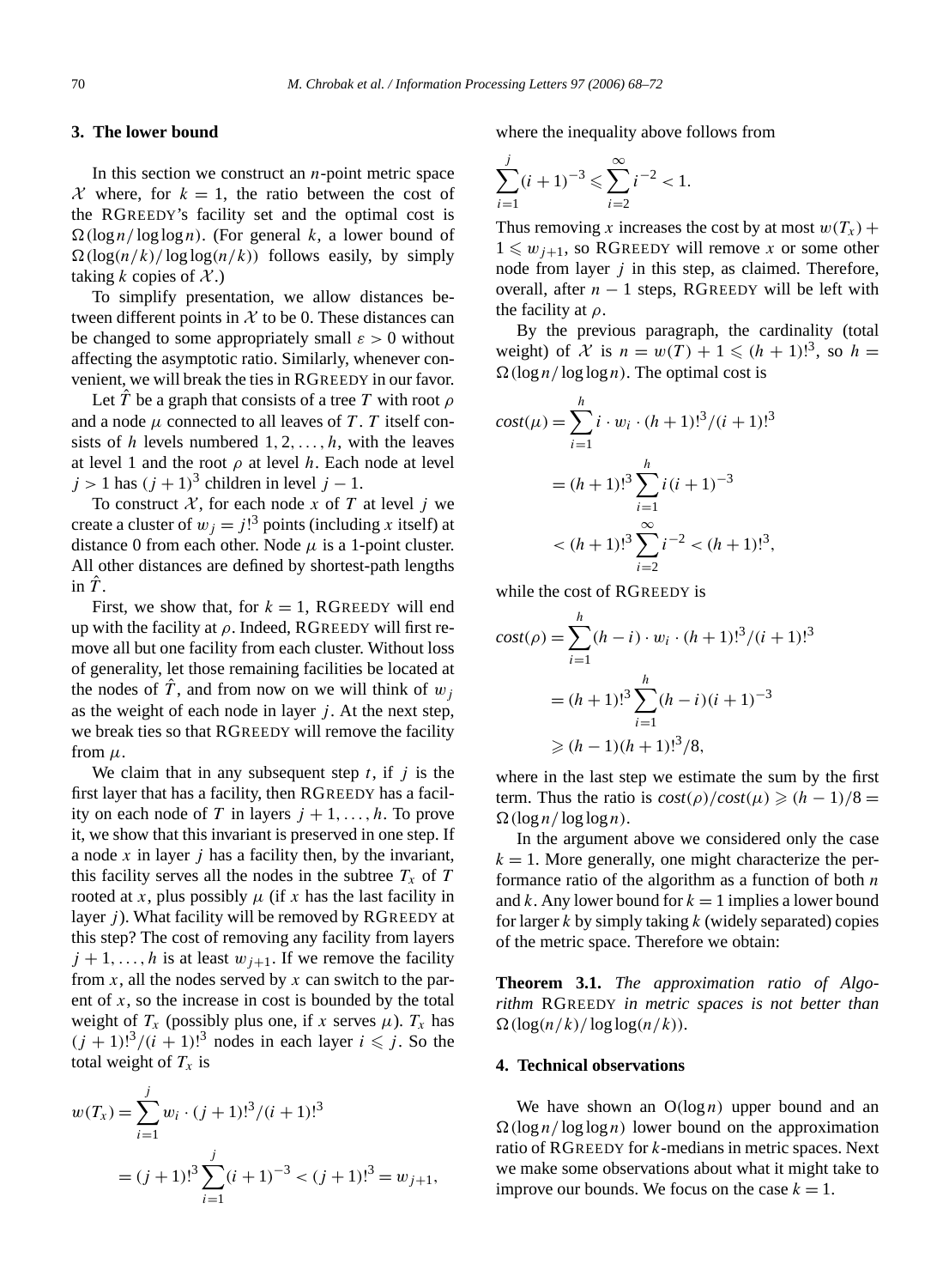## 3. The lower bound

In this section we construct an $n$-point metric space $\mathcal{X}$ where, for $k = 1$, the ratio between the cost of the RGREEDY's facility set and the optimal cost is $\Omega(\log n / \log\log n)$. (For general $k$, a lower bound of $\Omega(\log(n/k)/\log\log(n/k))$ follows easily, by simply taking $k$ copies of $\mathcal{X}$.)

To simplify presentation, we allow distances between different points in $\mathcal{X}$ to be 0. These distances can be changed to some appropriately small $\varepsilon > 0$ without affecting the asymptotic ratio. Similarly, whenever convenient, we will break the ties in RGREEDY in our favor.

Let $\hat{T}$ be a graph that consists of a tree $T$ with root $\rho$ and a node $\mu$ connected to all leaves of $T$. $T$ itself consists of $h$ levels numbered $1, 2, \ldots, h$, with the leaves at level 1 and the root $\rho$ at level $h$. Each node at level $j > 1$ has $(j+1)^3$ children in level $j - 1$.

To construct $\mathcal{X}$, for each node $x$ of $T$ at level $j$ we create a cluster of $w_j = j!^3$ points (including $x$ itself) at distance 0 from each other. Node $\mu$ is a 1-point cluster. All other distances are defined by shortest-path lengths in $\hat{T}$.

First, we show that, for $k = 1$, RGREEDY will end up with the facility at $\rho$. Indeed, RGREEDY will first remove all but one facility from each cluster. Without loss of generality, let those remaining facilities be located at the nodes of $\hat{T}$, and from now on we will think of $w_j$ as the weight of each node in layer $j$. At the next step, we break ties so that RGREEDY will remove the facility from $\mu$.

We claim that in any subsequent step $t$, if $j$ is the first layer that has a facility, then RGREEDY has a facility on each node of $T$ in layers $j+1, \ldots, h$. To prove it, we show that this invariant is preserved in one step. If a node $x$ in layer $j$ has a facility then, by the invariant, this facility serves all the nodes in the subtree $T_x$ of $T$ rooted at $x$, plus possibly $\mu$ (if $x$ has the last facility in layer $j$). What facility will be removed by RGREEDY at this step? The cost of removing any facility from layers $j+1, \ldots, h$ is at least $w_{j+1}$. If we remove the facility from $x$, all the nodes served by $x$ can switch to the parent of $x$, so the increase in cost is bounded by the total weight of $T_x$ (possibly plus one, if $x$ serves $\mu$). $T_x$ has $(j+1)!^3/(i+1)!^3$ nodes in each layer $i \leqslant j$. So the total weight of $T_x$ is

$$
\begin{aligned}
w(T_x) &= \sum_{i=1}^{j} w_i \cdot (j+1)!^3/(i+1)!^3 \\
&= (j+1)!^3 \sum_{i=1}^{j} (i+1)^{-3} < (j+1)!^3 = w_{j+1},
\end{aligned}
$$

where the inequality above follows from

$$
\sum_{i=1}^{j} (i+1)^{-3} \leqslant \sum_{i=2}^{\infty} i^{-2} < 1.
$$

Thus removing $x$ increases the cost by at most $w(T_x) + 1 \leqslant w_{j+1}$, so RGREEDY will remove $x$ or some other node from layer $j$ in this step, as claimed. Therefore, overall, after $n - 1$ steps, RGREEDY will be left with the facility at $\rho$.

By the previous paragraph, the cardinality (total weight) of $\mathcal{X}$ is $n = w(T) + 1 \leqslant (h+1)!^3$, so $h = \Omega(\log n / \log\log n)$. The optimal cost is

$$
\begin{aligned}
cost(\mu) &= \sum_{i=1}^{h} i \cdot w_i \cdot (h+1)!^3/(i+1)!^3 \\
&= (h+1)!^3 \sum_{i=1}^{h} i(i+1)^{-3} \\
&< (h+1)!^3 \sum_{i=2}^{\infty} i^{-2} < (h+1)!^3,
\end{aligned}
$$

while the cost of RGREEDY is

$$
\begin{aligned}
cost(\rho) &= \sum_{i=1}^{h} (h-i) \cdot w_i \cdot (h+1)!^3/(i+1)!^3 \\
&= (h+1)!^3 \sum_{i=1}^{h} (h-i)(i+1)^{-3} \\
&\geqslant (h-1)(h+1)!^3/8,
\end{aligned}
$$

where in the last step we estimate the sum by the first term. Thus the ratio is $cost(\rho)/cost(\mu) \geqslant (h-1)/8 = \Omega(\log n / \log\log n)$.

In the argument above we considered only the case $k = 1$. More generally, one might characterize the performance ratio of the algorithm as a function of both $n$ and $k$. Any lower bound for $k = 1$ implies a lower bound for larger $k$ by simply taking $k$ (widely separated) copies of the metric space. Therefore we obtain:

**Theorem 3.1.** *The approximation ratio of Algorithm* RGREEDY *in metric spaces is not better than* $\Omega(\log(n/k)/\log\log(n/k))$.

## 4. Technical observations

We have shown an $O(\log n)$ upper bound and an $\Omega(\log n / \log\log n)$ lower bound on the approximation ratio of RGREEDY for $k$-medians in metric spaces. Next we make some observations about what it might take to improve our bounds. We focus on the case $k = 1$.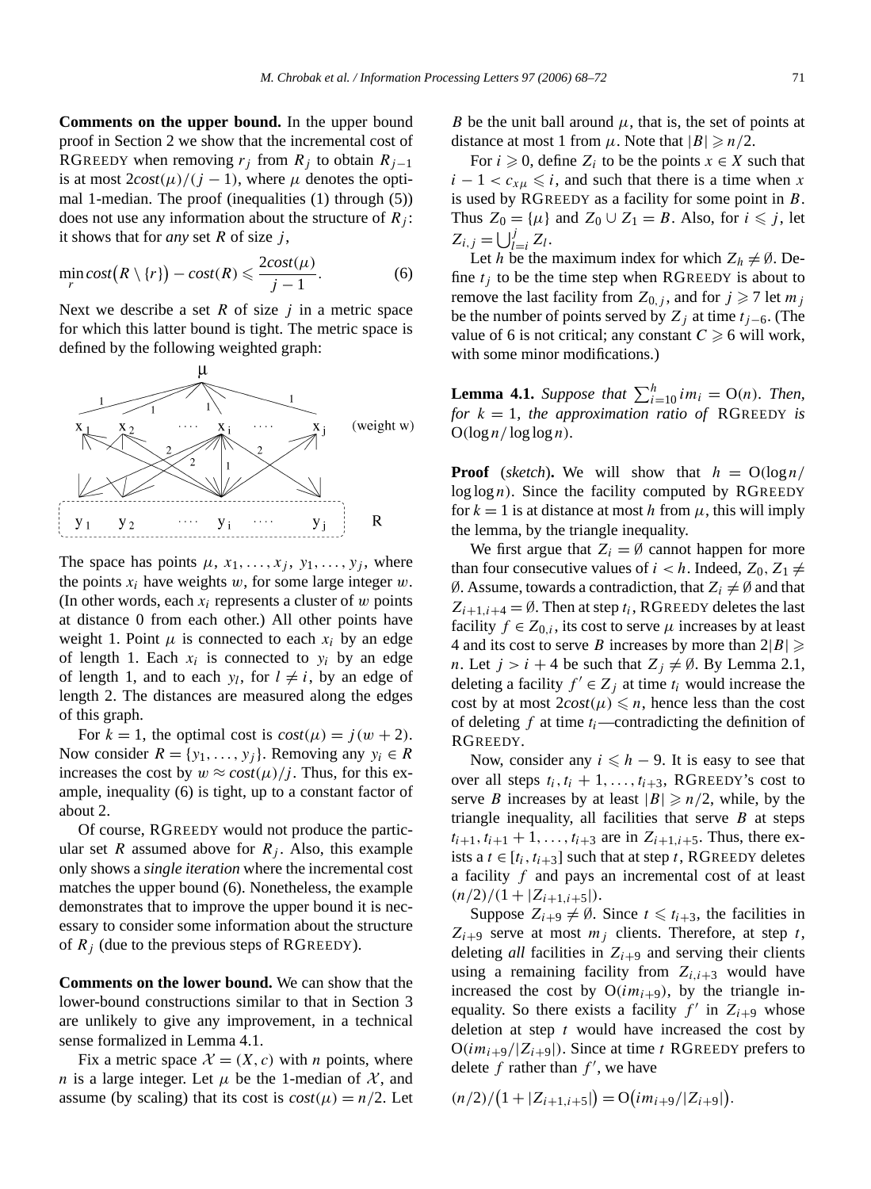**Comments on the upper bound.** In the upper bound proof in Section 2 we show that the incremental cost of RGREEDY when removing $r_j$ from $R_j$ to obtain $R_{j-1}$ is at most $2cost(\mu)/(j-1)$, where $\mu$ denotes the optimal 1-median. The proof (inequalities (1) through (5)) does not use any information about the structure of $R_j$: it shows that for *any* set $R$ of size $j$,

$$\min_r cost\big(R \setminus \{r\}\big) - cost(R) \leqslant \frac{2cost(\mu)}{j-1}. \tag{6}$$

Next we describe a set $R$ of size $j$ in a metric space for which this latter bound is tight. The metric space is defined by the following weighted graph:

The space has points $\mu$, $x_1, \ldots, x_j$, $y_1, \ldots, y_j$, where the points $x_i$ have weights $w$, for some large integer $w$. (In other words, each $x_i$ represents a cluster of $w$ points at distance 0 from each other.) All other points have weight 1. Point $\mu$ is connected to each $x_i$ by an edge of length 1. Each $x_i$ is connected to $y_i$ by an edge of length 1, and to each $y_l$, for $l \neq i$, by an edge of length 2. The distances are measured along the edges of this graph.

For $k = 1$, the optimal cost is $cost(\mu) = j(w+2)$. Now consider $R = \{y_1, \ldots, y_j\}$. Removing any $y_i \in R$ increases the cost by $w \approx cost(\mu)/j$. Thus, for this example, inequality (6) is tight, up to a constant factor of about 2.

Of course, RGREEDY would not produce the particular set $R$ assumed above for $R_j$. Also, this example only shows a *single iteration* where the incremental cost matches the upper bound (6). Nonetheless, the example demonstrates that to improve the upper bound it is necessary to consider some information about the structure of $R_j$ (due to the previous steps of RGREEDY).

**Comments on the lower bound.** We can show that the lower-bound constructions similar to that in Section 3 are unlikely to give any improvement, in a technical sense formalized in Lemma 4.1.

Fix a metric space $\mathcal{X} = (X, c)$ with $n$ points, where $n$ is a large integer. Let $\mu$ be the 1-median of $\mathcal{X}$, and assume (by scaling) that its cost is $cost(\mu) = n/2$. Let $B$ be the unit ball around $\mu$, that is, the set of points at distance at most 1 from $\mu$. Note that $|B| \geqslant n/2$.

For $i \geqslant 0$, define $Z_i$ to be the points $x \in X$ such that $i - 1 < c_{x\mu} \leqslant i$, and such that there is a time when $x$ is used by RGREEDY as a facility for some point in $B$. Thus $Z_0 = \{\mu\}$ and $Z_0 \cup Z_1 = B$. Also, for $i \leqslant j$, let $Z_{i,j} = \bigcup_{l=i}^{j} Z_l$.

Let $h$ be the maximum index for which $Z_h \neq \emptyset$. Define $t_j$ to be the time step when RGREEDY is about to remove the last facility from $Z_{0,j}$, and for $j \geqslant 7$ let $m_j$ be the number of points served by $Z_j$ at time $t_{j-6}$. (The value of 6 is not critical; any constant $C \geqslant 6$ will work, with some minor modifications.)

**Lemma 4.1.** *Suppose that* $\sum_{i=10}^{h} i m_i = O(n)$. *Then, for* $k = 1$, *the approximation ratio of* RGREEDY *is* $O(\log n / \log\log n)$.

**Proof** (*sketch*)**.** We will show that $h = O(\log n / \log\log n)$. Since the facility computed by RGREEDY for $k = 1$ is at distance at most $h$ from $\mu$, this will imply the lemma, by the triangle inequality.

We first argue that $Z_i = \emptyset$ cannot happen for more than four consecutive values of $i < h$. Indeed, $Z_0, Z_1 \neq \emptyset$. Assume, towards a contradiction, that $Z_i \neq \emptyset$ and that $Z_{i+1,i+4} = \emptyset$. Then at step $t_i$, RGREEDY deletes the last facility $f \in Z_{0,i}$, its cost to serve $\mu$ increases by at least 4 and its cost to serve $B$ increases by more than $2|B| \geqslant n$. Let $j > i + 4$ be such that $Z_j \neq \emptyset$. By Lemma 2.1, deleting a facility $f' \in Z_j$ at time $t_i$ would increase the cost by at most $2cost(\mu) \leqslant n$, hence less than the cost of deleting $f$ at time $t_i$—contradicting the definition of RGREEDY.

Now, consider any $i \leqslant h - 9$. It is easy to see that over all steps $t_i, t_i + 1, \ldots, t_{i+3}$, RGREEDY's cost to serve $B$ increases by at least $|B| \geqslant n/2$, while, by the triangle inequality, all facilities that serve $B$ at steps $t_{i+1}, t_{i+1} + 1, \ldots, t_{i+3}$ are in $Z_{i+1,i+5}$. Thus, there exists a $t \in [t_i, t_{i+3}]$ such that at step $t$, RGREEDY deletes a facility $f$ and pays an incremental cost of at least $(n/2)/(1 + |Z_{i+1,i+5}|)$.

Suppose $Z_{i+9} \neq \emptyset$. Since $t \leqslant t_{i+3}$, the facilities in $Z_{i+9}$ serve at most $m_j$ clients. Therefore, at step $t$, deleting *all* facilities in $Z_{i+9}$ and serving their clients using a remaining facility from $Z_{i,i+3}$ would have increased the cost by $O(i m_{i+9})$, by the triangle inequality. So there exists a facility $f'$ in $Z_{i+9}$ whose deletion at step $t$ would have increased the cost by $O(i m_{i+9}/|Z_{i+9}|)$. Since at time $t$ RGREEDY prefers to delete $f$ rather than $f'$, we have

$$(n/2)/\big(1 + |Z_{i+1,i+5}|\big) = O\big(i m_{i+9}/|Z_{i+9}|\big).$$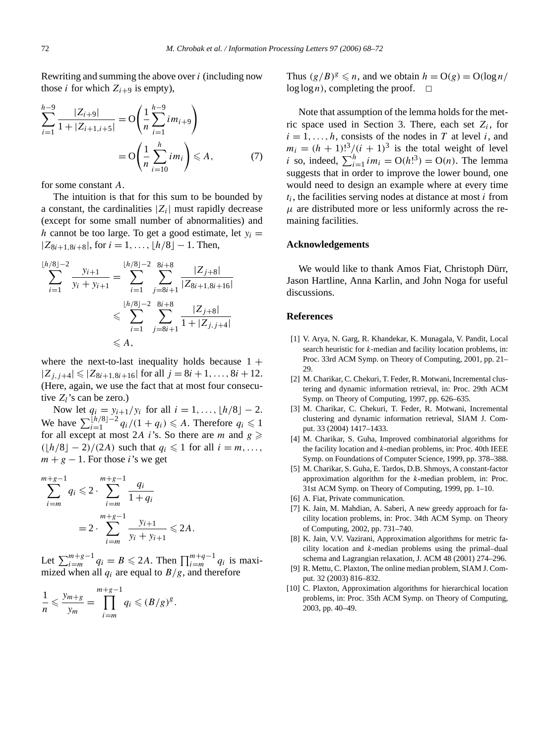Rewriting and summing the above over $i$ (including now those $i$ for which $Z_{i+9}$ is empty),

$$\sum_{i=1}^{h-9} \frac{|Z_{i+9}|}{1+|Z_{i+1,i+5}|} = \mathrm{O}\left(\frac{1}{n}\sum_{i=1}^{h-9} i m_{i+9}\right) = \mathrm{O}\left(\frac{1}{n}\sum_{i=10}^{h} i m_i\right) \leqslant A, \tag{7}$$

for some constant $A$.

The intuition is that for this sum to be bounded by a constant, the cardinalities $|Z_i|$ must rapidly decrease (except for some small number of abnormalities) and $h$ cannot be too large. To get a good estimate, let $y_i = |Z_{8i+1,8i+8}|$, for $i = 1, \ldots, \lfloor h/8 \rfloor - 1$. Then,

$$\sum_{i=1}^{\lfloor h/8 \rfloor -2} \frac{y_{i+1}}{y_i + y_{i+1}} = \sum_{i=1}^{\lfloor h/8 \rfloor -2} \sum_{j=8i+1}^{8i+8} \frac{|Z_{j+8}|}{|Z_{8i+1,8i+16}|} \leqslant \sum_{i=1}^{\lfloor h/8 \rfloor -2} \sum_{j=8i+1}^{8i+8} \frac{|Z_{j+8}|}{1+|Z_{j,j+4}|} \leqslant A,$$

where the next-to-last inequality holds because $1 + |Z_{j,j+4}| \leqslant |Z_{8i+1,8i+16}|$ for all $j = 8i+1, \ldots, 8i+12$. (Here, again, we use the fact that at most four consecutive $Z_l$'s can be zero.)

Now let $q_i = y_{i+1}/y_i$ for all $i = 1, \ldots, \lfloor h/8 \rfloor - 2$. We have $\sum_{i=1}^{\lfloor h/8 \rfloor -2} q_i/(1+q_i) \leqslant A$. Therefore $q_i \leqslant 1$ for all except at most $2A$ $i$'s. So there are $m$ and $g \geqslant (\lfloor h/8 \rfloor - 2)/(2A)$ such that $q_i \leqslant 1$ for all $i = m, \ldots, m+g-1$. For those $i$'s we get

$$\sum_{i=m}^{m+g-1} q_i \leqslant 2 \cdot \sum_{i=m}^{m+g-1} \frac{q_i}{1+q_i} = 2 \cdot \sum_{i=m}^{m+g-1} \frac{y_{i+1}}{y_i + y_{i+1}} \leqslant 2A.$$

Let $\sum_{i=m}^{m+g-1} q_i = B \leqslant 2A$. Then $\prod_{i=m}^{m+q-1} q_i$ is maximized when all $q_i$ are equal to $B/g$, and therefore

$$\frac{1}{n} \leqslant \frac{y_{m+g}}{y_m} = \prod_{i=m}^{m+g-1} q_i \leqslant (B/g)^g.$$

Thus $(g/B)^g \leqslant n$, and we obtain $h = \mathrm{O}(g) = \mathrm{O}(\log n / \log\log n)$, completing the proof. □

Note that assumption of the lemma holds for the metric space used in Section 3. There, each set $Z_i$, for $i = 1, \ldots, h$, consists of the nodes in $T$ at level $i$, and $m_i = (h+1)!^3/(i+1)^3$ is the total weight of level $i$ so, indeed, $\sum_{i=1}^{h} i m_i = \mathrm{O}(h!^3) = \mathrm{O}(n)$. The lemma suggests that in order to improve the lower bound, one would need to design an example where at every time $t_i$, the facilities serving nodes at distance at most $i$ from $\mu$ are distributed more or less uniformly across the remaining facilities.

## Acknowledgements

We would like to thank Amos Fiat, Christoph Dürr, Jason Hartline, Anna Karlin, and John Noga for useful discussions.

## References

[1] V. Arya, N. Garg, R. Khandekar, K. Munagala, V. Pandit, Local search heuristic for $k$-median and facility location problems, in: Proc. 33rd ACM Symp. on Theory of Computing, 2001, pp. 21–29.

[2] M. Charikar, C. Chekuri, T. Feder, R. Motwani, Incremental clustering and dynamic information retrieval, in: Proc. 29th ACM Symp. on Theory of Computing, 1997, pp. 626–635.

[3] M. Charikar, C. Chekuri, T. Feder, R. Motwani, Incremental clustering and dynamic information retrieval, SIAM J. Comput. 33 (2004) 1417–1433.

[4] M. Charikar, S. Guha, Improved combinatorial algorithms for the facility location and $k$-median problems, in: Proc. 40th IEEE Symp. on Foundations of Computer Science, 1999, pp. 378–388.

[5] M. Charikar, S. Guha, E. Tardos, D.B. Shmoys, A constant-factor approximation algorithm for the $k$-median problem, in: Proc. 31st ACM Symp. on Theory of Computing, 1999, pp. 1–10.

[6] A. Fiat, Private communication.

[7] K. Jain, M. Mahdian, A. Saberi, A new greedy approach for facility location problems, in: Proc. 34th ACM Symp. on Theory of Computing, 2002, pp. 731–740.

[8] K. Jain, V.V. Vazirani, Approximation algorithms for metric facility location and $k$-median problems using the primal–dual schema and Lagrangian relaxation, J. ACM 48 (2001) 274–296.

[9] R. Mettu, C. Plaxton, The online median problem, SIAM J. Comput. 32 (2003) 816–832.

[10] C. Plaxton, Approximation algorithms for hierarchical location problems, in: Proc. 35th ACM Symp. on Theory of Computing, 2003, pp. 40–49.